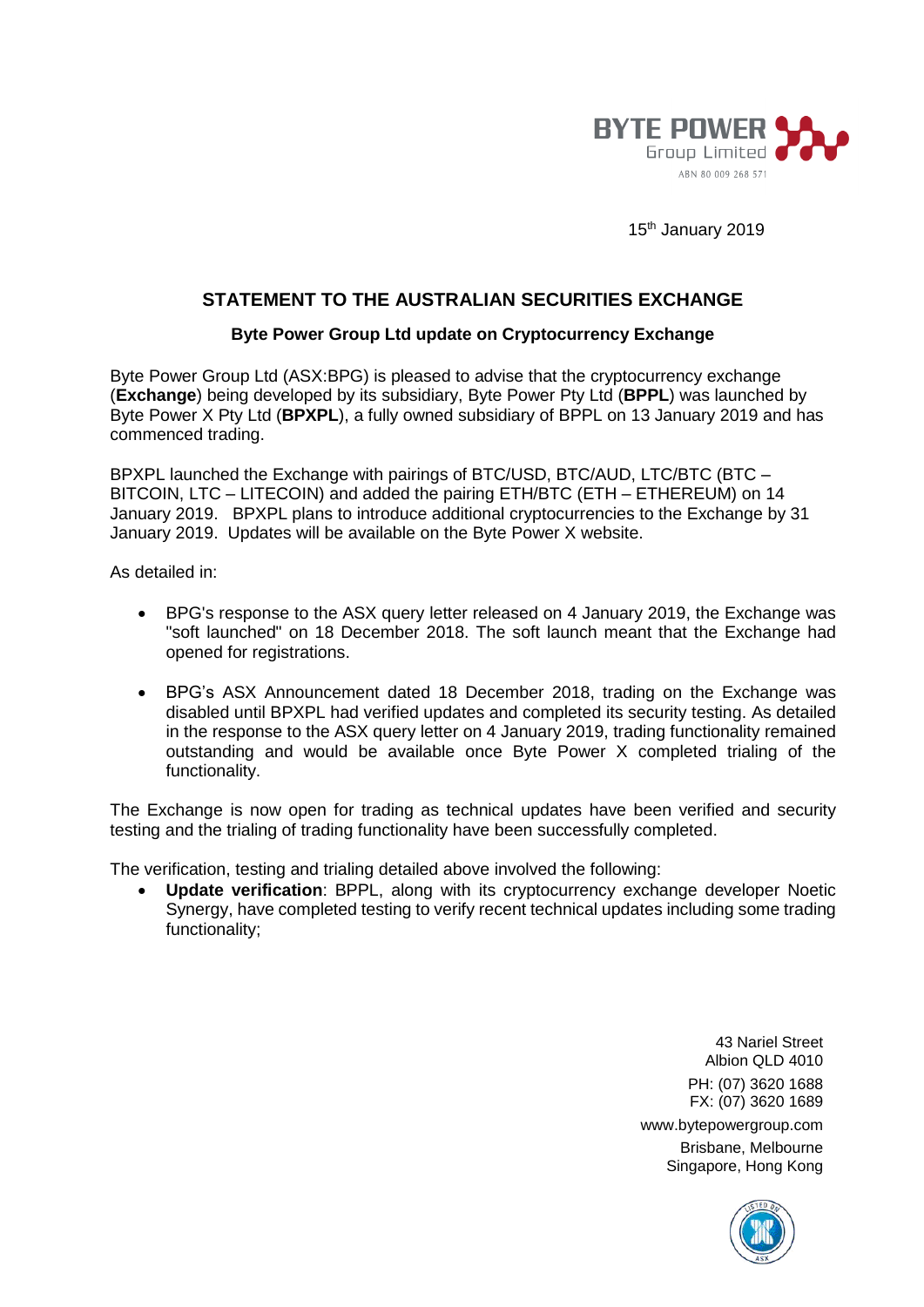15th January 2019

## STATEMENT TO THE AUSTRALIAN SECURITIES EXCHANGE

### Byte Power Group Ltd update on Cryptocurrency Exchange

Byte Power Group Ltd (ASX:BPG) is pleased to advise that the cryptocurrency exchange (**Exchange**) being developed by its subsidiary, Byte Power Pty Ltd (**BPPL**) was launched by Byte Power X Pty Ltd (**BPXPL**), a fully owned subsidiary of BPPL on 13 January 2019 and has commenced trading.

BPXPL launched the Exchange with pairings of BTC/USD, BTC/AUD, LTC/BTC (BTC – BITCOIN, LTC – LITECOIN) and added the pairing ETH/BTC (ETH – ETHEREUM) on 14 January 2019. BPXPL plans to introduce additional cryptocurrencies to the Exchange by 31 January 2019. Updates will be available on the Byte Power X website.

As detailed in:

- BPG's response to the ASX query letter released on 4 January 2019, the Exchange was "soft launched" on 18 December 2018. The soft launch meant that the Exchange had opened for registrations.
- BPG's ASX Announcement dated 18 December 2018, trading on the Exchange was disabled until BPXPL had verified updates and completed its security testing. As detailed in the response to the ASX query letter on 4 January 2019, trading functionality remained outstanding and would be available once Byte Power X completed trialing of the functionality.

The Exchange is now open for trading as technical updates have been verified and security testing and the trialing of trading functionality have been successfully completed.

The verification, testing and trialing detailed above involved the following:

- **Update verification**: BPPL, along with its cryptocurrency exchange developer Noetic Synergy, have completed testing to verify recent technical updates including some trading functionality;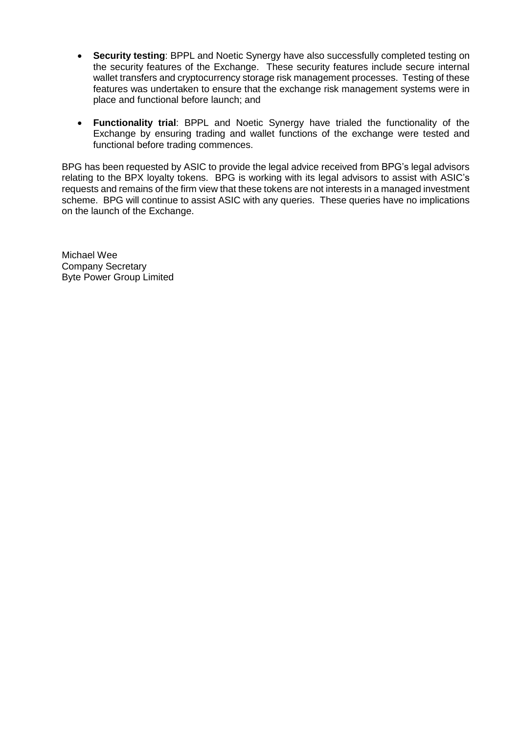- **Security testing**: BPPL and Noetic Synergy have also successfully completed testing on the security features of the Exchange. These security features include secure internal wallet transfers and cryptocurrency storage risk management processes. Testing of these features was undertaken to ensure that the exchange risk management systems were in place and functional before launch; and

- **Functionality trial**: BPPL and Noetic Synergy have trialed the functionality of the Exchange by ensuring trading and wallet functions of the exchange were tested and functional before trading commences.

BPG has been requested by ASIC to provide the legal advice received from BPG's legal advisors relating to the BPX loyalty tokens. BPG is working with its legal advisors to assist with ASIC's requests and remains of the firm view that these tokens are not interests in a managed investment scheme. BPG will continue to assist ASIC with any queries. These queries have no implications on the launch of the Exchange.

Michael Wee
Company Secretary
Byte Power Group Limited